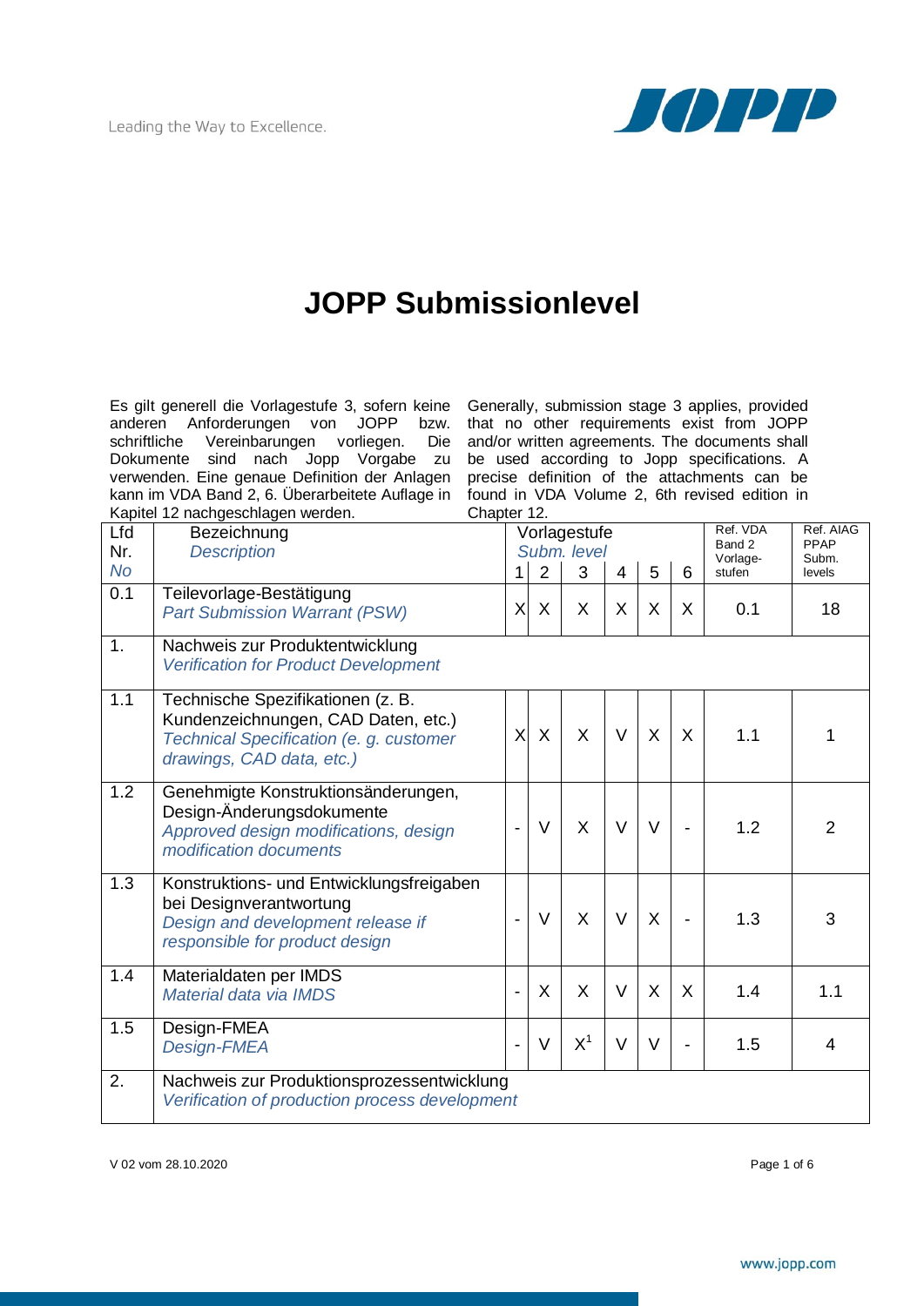Leading the Way to Excellence.

JOPP

# JOPP Submissionlevel

Es gilt generell die Vorlagestufe 3, sofern keine anderen Anforderungen von JOPP bzw. schriftliche Vereinbarungen vorliegen. Die Dokumente sind nach Jopp Vorgabe zu verwenden. Eine genaue Definition der Anlagen kann im VDA Band 2, 6. Überarbeitete Auflage in Kapitel 12 nachgeschlagen werden.

Generally, submission stage 3 applies, provided that no other requirements exist from JOPP and/or written agreements. The documents shall be used according to Jopp specifications. A precise definition of the attachments can be found in VDA Volume 2, 6th revised edition in Chapter 12.

| Lfd Nr. *No* | Bezeichnung *Description* | Vorlagestufe *Subm. level* 1 | 2 | 3 | 4 | 5 | 6 | Ref. VDA Band 2 Vorlage-stufen | Ref. AIAG PPAP Subm. levels |
|---|---|---|---|---|---|---|---|---|---|
| 0.1 | Teilevorlage-Bestätigung *Part Submission Warrant (PSW)* | X | X | X | X | X | X | 0.1 | 18 |
| 1. | Nachweis zur Produktentwicklung *Verification for Product Development* | | | | | | | | |
| 1.1 | Technische Spezifikationen (z. B. Kundenzeichnungen, CAD Daten, etc.) *Technical Specification (e. g. customer drawings, CAD data, etc.)* | X | X | X | V | X | X | 1.1 | 1 |
| 1.2 | Genehmigte Konstruktionsänderungen, Design-Änderungsdokumente *Approved design modifications, design modification documents* | - | V | X | V | V | - | 1.2 | 2 |
| 1.3 | Konstruktions- und Entwicklungsfreigaben bei Designverantwortung *Design and development release if responsible for product design* | - | V | X | V | X | - | 1.3 | 3 |
| 1.4 | Materialdaten per IMDS *Material data via IMDS* | - | X | X | V | X | X | 1.4 | 1.1 |
| 1.5 | Design-FMEA *Design-FMEA* | - | V | X[1] | V | V | - | 1.5 | 4 |
| 2. | Nachweis zur Produktionsprozessentwicklung *Verification of production process development* | | | | | | | | |

V 02 vom 28.10.2020

www.jopp.com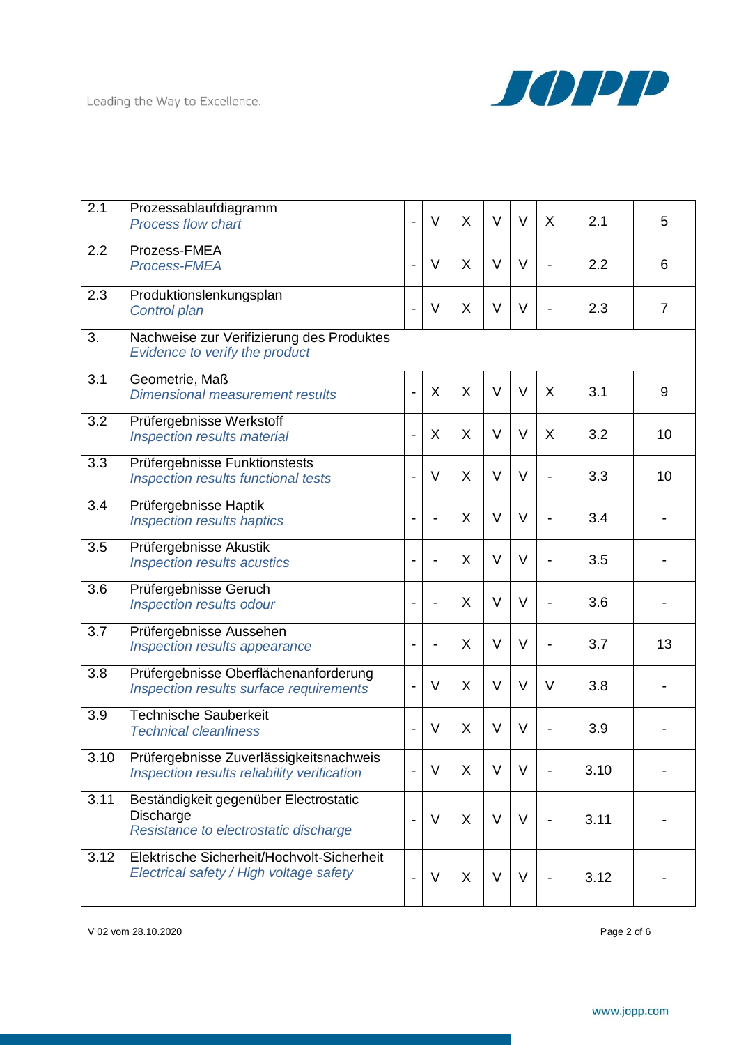| | | | | | | | | | |
|---|---|---|---|---|---|---|---|---|---|
| 2.1 | Prozessablaufdiagramm<br>*Process flow chart* | - | V | X | V | V | X | 2.1 | 5 |
| 2.2 | Prozess-FMEA<br>*Process-FMEA* | - | V | X | V | V | - | 2.2 | 6 |
| 2.3 | Produktionslenkungsplan<br>*Control plan* | - | V | X | V | V | - | 2.3 | 7 |
| 3. | Nachweise zur Verifizierung des Produktes<br>*Evidence to verify the product* | | | | | | | | |
| 3.1 | Geometrie, Maß<br>*Dimensional measurement results* | - | X | X | V | V | X | 3.1 | 9 |
| 3.2 | Prüfergebnisse Werkstoff<br>*Inspection results material* | - | X | X | V | V | X | 3.2 | 10 |
| 3.3 | Prüfergebnisse Funktionstests<br>*Inspection results functional tests* | - | V | X | V | V | - | 3.3 | 10 |
| 3.4 | Prüfergebnisse Haptik<br>*Inspection results haptics* | - | - | X | V | V | - | 3.4 | - |
| 3.5 | Prüfergebnisse Akustik<br>*Inspection results acustics* | - | - | X | V | V | - | 3.5 | - |
| 3.6 | Prüfergebnisse Geruch<br>*Inspection results odour* | - | - | X | V | V | - | 3.6 | - |
| 3.7 | Prüfergebnisse Aussehen<br>*Inspection results appearance* | - | - | X | V | V | - | 3.7 | 13 |
| 3.8 | Prüfergebnisse Oberflächenanforderung<br>*Inspection results surface requirements* | - | V | X | V | V | V | 3.8 | - |
| 3.9 | Technische Sauberkeit<br>*Technical cleanliness* | - | V | X | V | V | - | 3.9 | - |
| 3.10 | Prüfergebnisse Zuverlässigkeitsnachweis<br>*Inspection results reliability verification* | - | V | X | V | V | - | 3.10 | - |
| 3.11 | Beständigkeit gegenüber Electrostatic Discharge<br>*Resistance to electrostatic discharge* | - | V | X | V | V | - | 3.11 | - |
| 3.12 | Elektrische Sicherheit/Hochvolt-Sicherheit<br>*Electrical safety / High voltage safety* | - | V | X | V | V | - | 3.12 | - |

V 02 vom 28.10.2020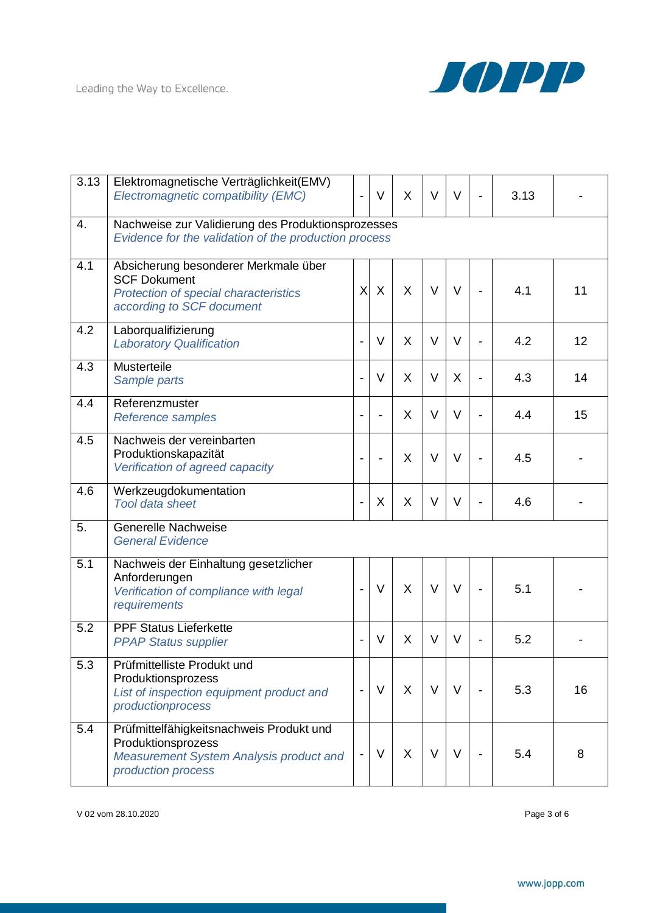| 3.13 | Elektromagnetische Verträglichkeit(EMV)<br>*Electromagnetic compatibility (EMC)* | - | V | X | V | V | - | 3.13 | - |
|---|---|---|---|---|---|---|---|---|---|
| 4. | Nachweise zur Validierung des Produktionsprozesses<br>*Evidence for the validation of the production process* | | | | | | | | |
| 4.1 | Absicherung besonderer Merkmale über SCF Dokument<br>*Protection of special characteristics according to SCF document* | X | X | X | V | V | - | 4.1 | 11 |
| 4.2 | Laborqualifizierung<br>*Laboratory Qualification* | - | V | X | V | V | - | 4.2 | 12 |
| 4.3 | Musterteile<br>*Sample parts* | - | V | X | V | X | - | 4.3 | 14 |
| 4.4 | Referenzmuster<br>*Reference samples* | - | - | X | V | V | - | 4.4 | 15 |
| 4.5 | Nachweis der vereinbarten Produktionskapazität<br>*Verification of agreed capacity* | - | - | X | V | V | - | 4.5 | - |
| 4.6 | Werkzeugdokumentation<br>*Tool data sheet* | - | X | X | V | V | - | 4.6 | - |
| 5. | Generelle Nachweise<br>*General Evidence* | | | | | | | | |
| 5.1 | Nachweis der Einhaltung gesetzlicher Anforderungen<br>*Verification of compliance with legal requirements* | - | V | X | V | V | - | 5.1 | - |
| 5.2 | PPF Status Lieferkette<br>*PPAP Status supplier* | - | V | X | V | V | - | 5.2 | - |
| 5.3 | Prüfmittelliste Produkt und Produktionsprozess<br>*List of inspection equipment product and productionprocess* | - | V | X | V | V | - | 5.3 | 16 |
| 5.4 | Prüfmittelfähigkeitsnachweis Produkt und Produktionsprozess<br>*Measurement System Analysis product and production process* | - | V | X | V | V | - | 5.4 | 8 |

V 02 vom 28.10.2020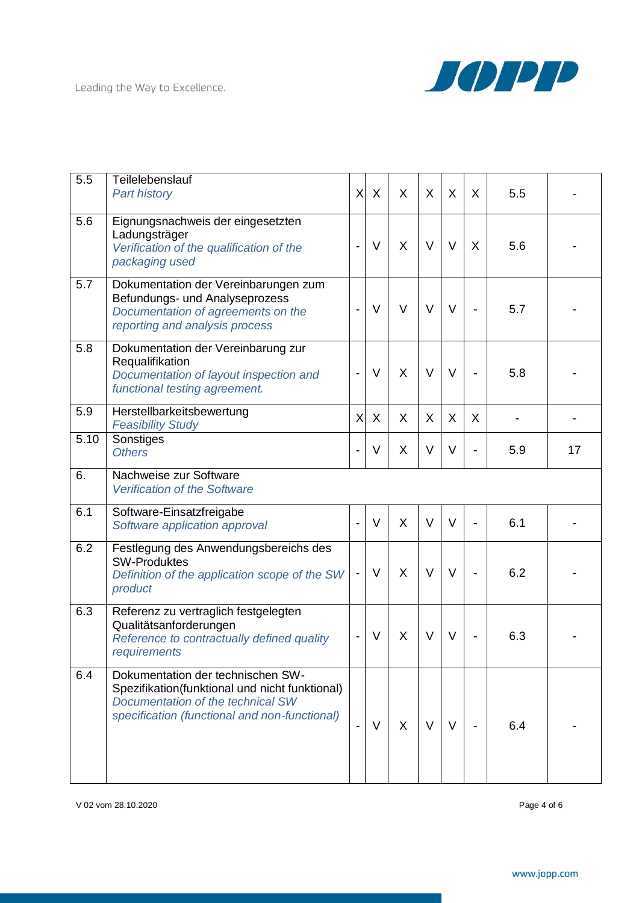| | | | | | | | | | |
|---|---|---|---|---|---|---|---|---|---|
| 5.5 | Teilelebenslauf<br>*Part history* | X | X | X | X | X | X | 5.5 | - |
| 5.6 | Eignungsnachweis der eingesetzten Ladungsträger<br>*Verification of the qualification of the packaging used* | - | V | X | V | V | X | 5.6 | - |
| 5.7 | Dokumentation der Vereinbarungen zum Befundungs- und Analyseprozess<br>*Documentation of agreements on the reporting and analysis process* | - | V | V | V | V | - | 5.7 | - |
| 5.8 | Dokumentation der Vereinbarung zur Requalifikation<br>*Documentation of layout inspection and functional testing agreement.* | - | V | X | V | V | - | 5.8 | - |
| 5.9 | Herstellbarkeitsbewertung<br>*Feasibility Study* | X | X | X | X | X | X | - | - |
| 5.10 | Sonstiges<br>*Others* | - | V | X | V | V | - | 5.9 | 17 |
| 6. | Nachweise zur Software<br>*Verification of the Software* | | | | | | | | |
| 6.1 | Software-Einsatzfreigabe<br>*Software application approval* | - | V | X | V | V | - | 6.1 | - |
| 6.2 | Festlegung des Anwendungsbereichs des SW-Produktes<br>*Definition of the application scope of the SW product* | - | V | X | V | V | - | 6.2 | - |
| 6.3 | Referenz zu vertraglich festgelegten Qualitätsanforderungen<br>*Reference to contractually defined quality requirements* | - | V | X | V | V | - | 6.3 | - |
| 6.4 | Dokumentation der technischen SW-Spezifikation(funktional und nicht funktional)<br>*Documentation of the technical SW specification (functional and non-functional)* | - | V | X | V | V | - | 6.4 | - |

V 02 vom 28.10.2020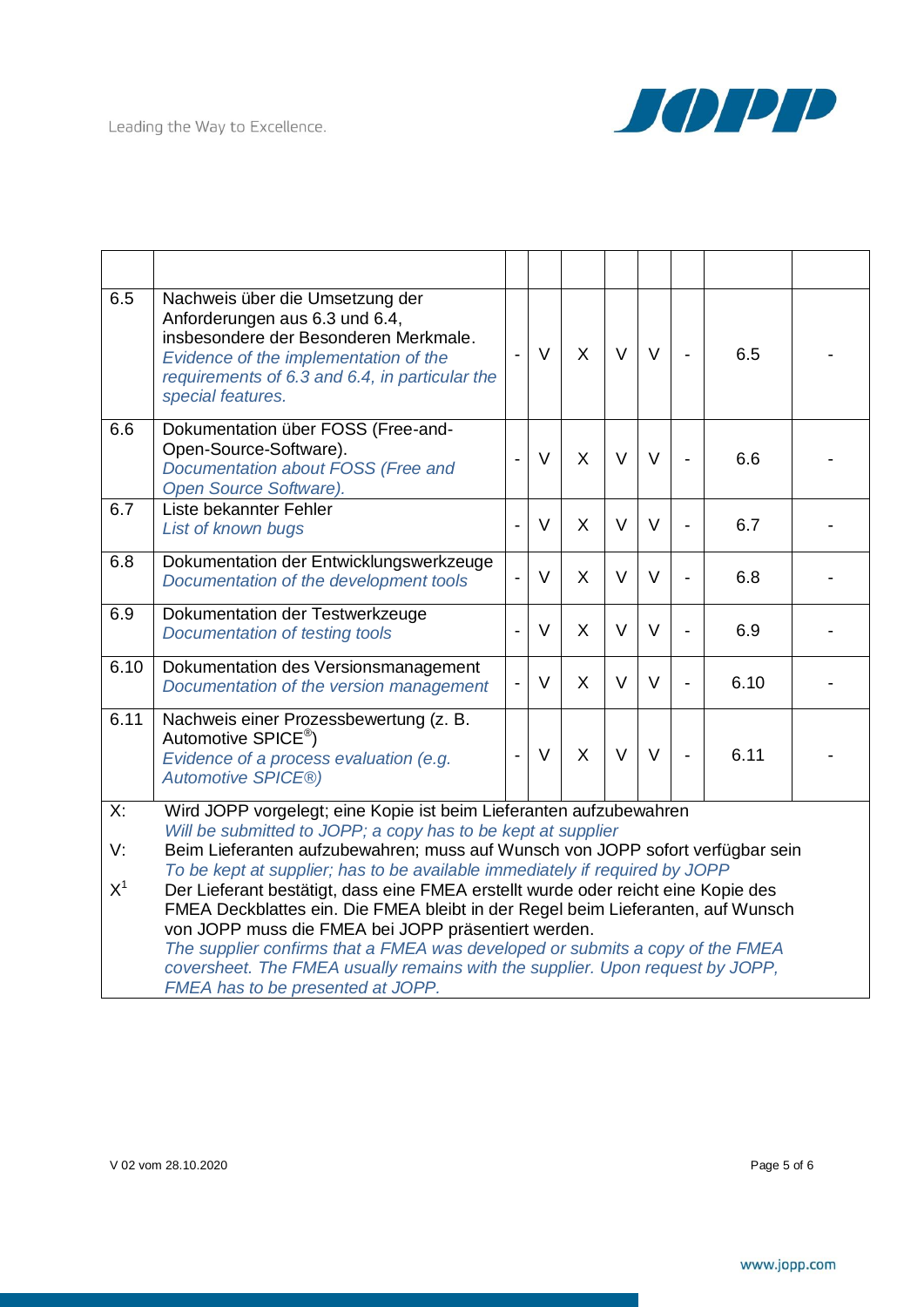| | | | | | | | | | |
|---|---|---|---|---|---|---|---|---|---|
| 6.5 | Nachweis über die Umsetzung der Anforderungen aus 6.3 und 6.4, insbesondere der Besonderen Merkmale.<br>*Evidence of the implementation of the requirements of 6.3 and 6.4, in particular the special features.* | - | V | X | V | V | - | 6.5 | - |
| 6.6 | Dokumentation über FOSS (Free-and-Open-Source-Software).<br>*Documentation about FOSS (Free and Open Source Software).* | - | V | X | V | V | - | 6.6 | - |
| 6.7 | Liste bekannter Fehler<br>*List of known bugs* | - | V | X | V | V | - | 6.7 | - |
| 6.8 | Dokumentation der Entwicklungswerkzeuge<br>*Documentation of the development tools* | - | V | X | V | V | - | 6.8 | - |
| 6.9 | Dokumentation der Testwerkzeuge<br>*Documentation of testing tools* | - | V | X | V | V | - | 6.9 | - |
| 6.10 | Dokumentation des Versionsmanagement<br>*Documentation of the version management* | - | V | X | V | V | - | 6.10 | - |
| 6.11 | Nachweis einer Prozessbewertung (z. B. Automotive SPICE®)<br>*Evidence of a process evaluation (e.g. Automotive SPICE®)* | - | V | X | V | V | - | 6.11 | - |

X: Wird JOPP vorgelegt; eine Kopie ist beim Lieferanten aufzubewahren
*Will be submitted to JOPP; a copy has to be kept at supplier*

V: Beim Lieferanten aufzubewahren; muss auf Wunsch von JOPP sofort verfügbar sein
*To be kept at supplier; has to be available immediately if required by JOPP*

X[1] Der Lieferant bestätigt, dass eine FMEA erstellt wurde oder reicht eine Kopie des FMEA Deckblattes ein. Die FMEA bleibt in der Regel beim Lieferanten, auf Wunsch von JOPP muss die FMEA bei JOPP präsentiert werden.
*The supplier confirms that a FMEA was developed or submits a copy of the FMEA coversheet. The FMEA usually remains with the supplier. Upon request by JOPP, FMEA has to be presented at JOPP.*